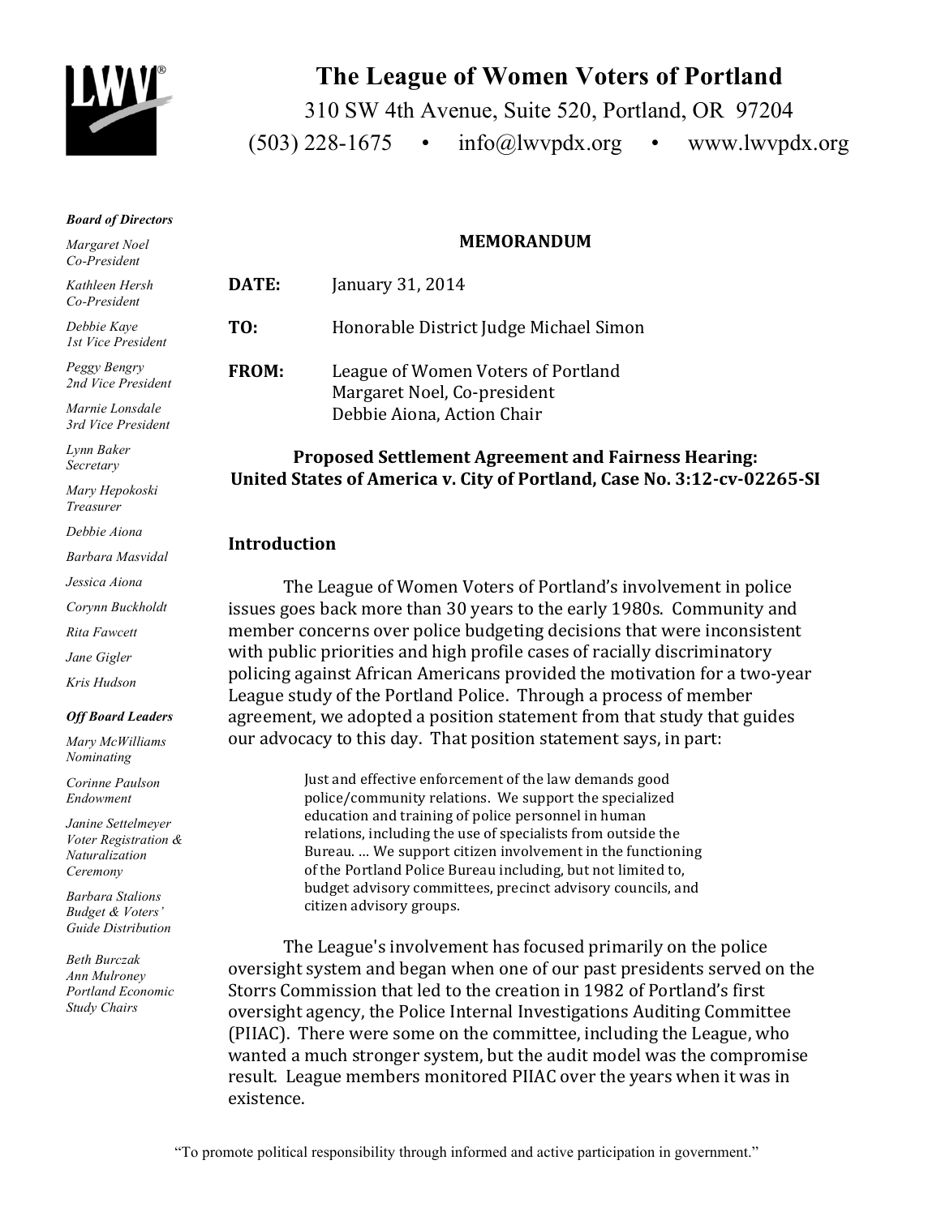# The League of Women Voters of Portland

310 SW 4th Avenue, Suite 520, Portland, OR 97204

(503) 228-1675 • info@lwvpdx.org • www.lwvpdx.org

***Board of Directors***

*Margaret Noel*
*Co-President*

*Kathleen Hersh*
*Co-President*

*Debbie Kaye*
*1st Vice President*

*Peggy Bengry*
*2nd Vice President*

*Marnie Lonsdale*
*3rd Vice President*

*Lynn Baker*
*Secretary*

*Mary Hepokoski*
*Treasurer*

*Debbie Aiona*

*Barbara Masvidal*

*Jessica Aiona*

*Corynn Buckholdt*

*Rita Fawcett*

*Jane Gigler*

*Kris Hudson*

***Off Board Leaders***

*Mary McWilliams*
*Nominating*

*Corinne Paulson*
*Endowment*

*Janine Settelmeyer*
*Voter Registration & Naturalization Ceremony*

*Barbara Stalions*
*Budget & Voters' Guide Distribution*

*Beth Burczak*
*Ann Mulroney*
*Portland Economic Study Chairs*

**MEMORANDUM**

**DATE:** January 31, 2014

**TO:** Honorable District Judge Michael Simon

**FROM:** League of Women Voters of Portland
Margaret Noel, Co-president
Debbie Aiona, Action Chair

**Proposed Settlement Agreement and Fairness Hearing:**
**United States of America v. City of Portland, Case No. 3:12-cv-02265-SI**

## Introduction

The League of Women Voters of Portland's involvement in police issues goes back more than 30 years to the early 1980s. Community and member concerns over police budgeting decisions that were inconsistent with public priorities and high profile cases of racially discriminatory policing against African Americans provided the motivation for a two-year League study of the Portland Police. Through a process of member agreement, we adopted a position statement from that study that guides our advocacy to this day. That position statement says, in part:

> Just and effective enforcement of the law demands good police/community relations. We support the specialized education and training of police personnel in human relations, including the use of specialists from outside the Bureau. … We support citizen involvement in the functioning of the Portland Police Bureau including, but not limited to, budget advisory committees, precinct advisory councils, and citizen advisory groups.

The League's involvement has focused primarily on the police oversight system and began when one of our past presidents served on the Storrs Commission that led to the creation in 1982 of Portland's first oversight agency, the Police Internal Investigations Auditing Committee (PIIAC). There were some on the committee, including the League, who wanted a much stronger system, but the audit model was the compromise result. League members monitored PIIAC over the years when it was in existence.

"To promote political responsibility through informed and active participation in government."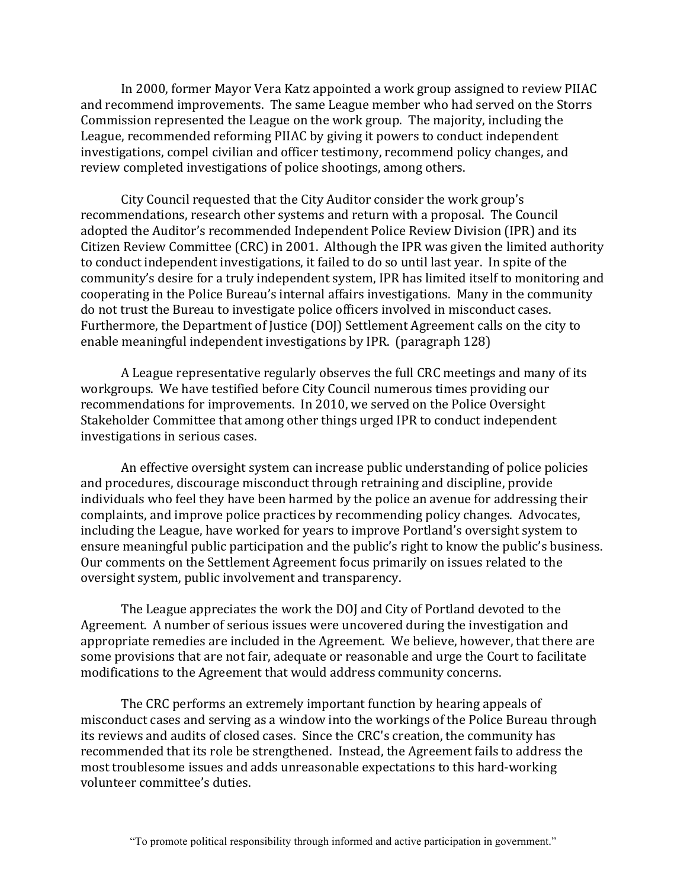In 2000, former Mayor Vera Katz appointed a work group assigned to review PIIAC and recommend improvements. The same League member who had served on the Storrs Commission represented the League on the work group. The majority, including the League, recommended reforming PIIAC by giving it powers to conduct independent investigations, compel civilian and officer testimony, recommend policy changes, and review completed investigations of police shootings, among others.

City Council requested that the City Auditor consider the work group's recommendations, research other systems and return with a proposal. The Council adopted the Auditor's recommended Independent Police Review Division (IPR) and its Citizen Review Committee (CRC) in 2001. Although the IPR was given the limited authority to conduct independent investigations, it failed to do so until last year. In spite of the community's desire for a truly independent system, IPR has limited itself to monitoring and cooperating in the Police Bureau's internal affairs investigations. Many in the community do not trust the Bureau to investigate police officers involved in misconduct cases. Furthermore, the Department of Justice (DOJ) Settlement Agreement calls on the city to enable meaningful independent investigations by IPR. (paragraph 128)

A League representative regularly observes the full CRC meetings and many of its workgroups. We have testified before City Council numerous times providing our recommendations for improvements. In 2010, we served on the Police Oversight Stakeholder Committee that among other things urged IPR to conduct independent investigations in serious cases.

An effective oversight system can increase public understanding of police policies and procedures, discourage misconduct through retraining and discipline, provide individuals who feel they have been harmed by the police an avenue for addressing their complaints, and improve police practices by recommending policy changes. Advocates, including the League, have worked for years to improve Portland's oversight system to ensure meaningful public participation and the public's right to know the public's business. Our comments on the Settlement Agreement focus primarily on issues related to the oversight system, public involvement and transparency.

The League appreciates the work the DOJ and City of Portland devoted to the Agreement. A number of serious issues were uncovered during the investigation and appropriate remedies are included in the Agreement. We believe, however, that there are some provisions that are not fair, adequate or reasonable and urge the Court to facilitate modifications to the Agreement that would address community concerns.

The CRC performs an extremely important function by hearing appeals of misconduct cases and serving as a window into the workings of the Police Bureau through its reviews and audits of closed cases. Since the CRC's creation, the community has recommended that its role be strengthened. Instead, the Agreement fails to address the most troublesome issues and adds unreasonable expectations to this hard-working volunteer committee's duties.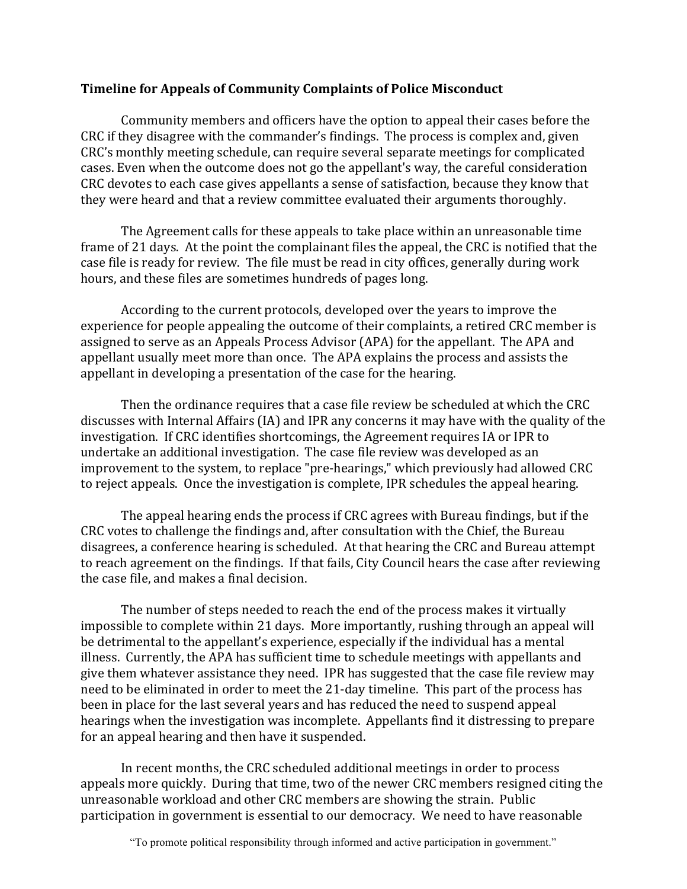**Timeline for Appeals of Community Complaints of Police Misconduct**

Community members and officers have the option to appeal their cases before the CRC if they disagree with the commander's findings. The process is complex and, given CRC's monthly meeting schedule, can require several separate meetings for complicated cases. Even when the outcome does not go the appellant's way, the careful consideration CRC devotes to each case gives appellants a sense of satisfaction, because they know that they were heard and that a review committee evaluated their arguments thoroughly.

The Agreement calls for these appeals to take place within an unreasonable time frame of 21 days. At the point the complainant files the appeal, the CRC is notified that the case file is ready for review. The file must be read in city offices, generally during work hours, and these files are sometimes hundreds of pages long.

According to the current protocols, developed over the years to improve the experience for people appealing the outcome of their complaints, a retired CRC member is assigned to serve as an Appeals Process Advisor (APA) for the appellant. The APA and appellant usually meet more than once. The APA explains the process and assists the appellant in developing a presentation of the case for the hearing.

Then the ordinance requires that a case file review be scheduled at which the CRC discusses with Internal Affairs (IA) and IPR any concerns it may have with the quality of the investigation. If CRC identifies shortcomings, the Agreement requires IA or IPR to undertake an additional investigation. The case file review was developed as an improvement to the system, to replace "pre-hearings," which previously had allowed CRC to reject appeals. Once the investigation is complete, IPR schedules the appeal hearing.

The appeal hearing ends the process if CRC agrees with Bureau findings, but if the CRC votes to challenge the findings and, after consultation with the Chief, the Bureau disagrees, a conference hearing is scheduled. At that hearing the CRC and Bureau attempt to reach agreement on the findings. If that fails, City Council hears the case after reviewing the case file, and makes a final decision.

The number of steps needed to reach the end of the process makes it virtually impossible to complete within 21 days. More importantly, rushing through an appeal will be detrimental to the appellant's experience, especially if the individual has a mental illness. Currently, the APA has sufficient time to schedule meetings with appellants and give them whatever assistance they need. IPR has suggested that the case file review may need to be eliminated in order to meet the 21-day timeline. This part of the process has been in place for the last several years and has reduced the need to suspend appeal hearings when the investigation was incomplete. Appellants find it distressing to prepare for an appeal hearing and then have it suspended.

In recent months, the CRC scheduled additional meetings in order to process appeals more quickly. During that time, two of the newer CRC members resigned citing the unreasonable workload and other CRC members are showing the strain. Public participation in government is essential to our democracy. We need to have reasonable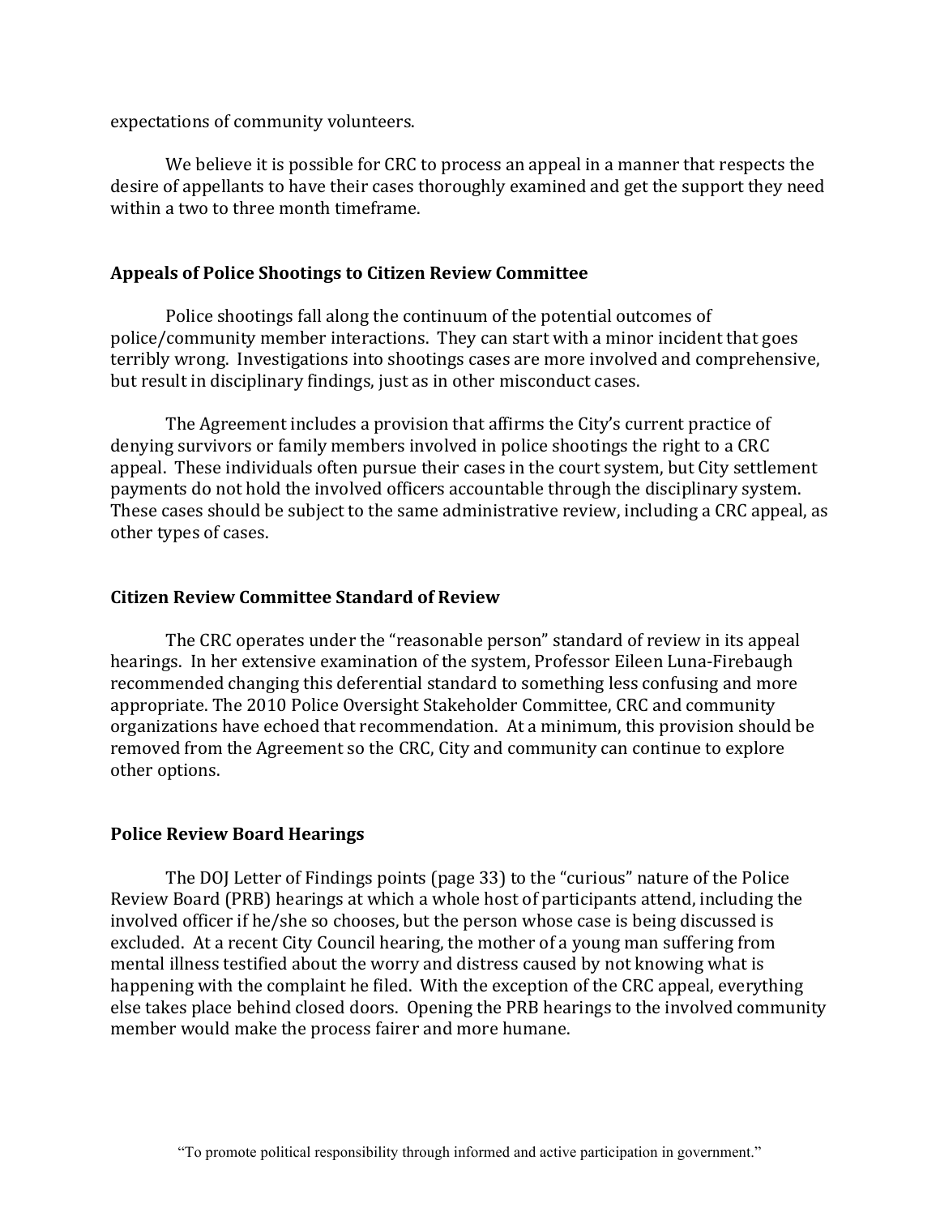expectations of community volunteers.

We believe it is possible for CRC to process an appeal in a manner that respects the desire of appellants to have their cases thoroughly examined and get the support they need within a two to three month timeframe.

### Appeals of Police Shootings to Citizen Review Committee

Police shootings fall along the continuum of the potential outcomes of police/community member interactions. They can start with a minor incident that goes terribly wrong. Investigations into shootings cases are more involved and comprehensive, but result in disciplinary findings, just as in other misconduct cases.

The Agreement includes a provision that affirms the City's current practice of denying survivors or family members involved in police shootings the right to a CRC appeal. These individuals often pursue their cases in the court system, but City settlement payments do not hold the involved officers accountable through the disciplinary system. These cases should be subject to the same administrative review, including a CRC appeal, as other types of cases.

### Citizen Review Committee Standard of Review

The CRC operates under the "reasonable person" standard of review in its appeal hearings. In her extensive examination of the system, Professor Eileen Luna-Firebaugh recommended changing this deferential standard to something less confusing and more appropriate. The 2010 Police Oversight Stakeholder Committee, CRC and community organizations have echoed that recommendation. At a minimum, this provision should be removed from the Agreement so the CRC, City and community can continue to explore other options.

### Police Review Board Hearings

The DOJ Letter of Findings points (page 33) to the "curious" nature of the Police Review Board (PRB) hearings at which a whole host of participants attend, including the involved officer if he/she so chooses, but the person whose case is being discussed is excluded. At a recent City Council hearing, the mother of a young man suffering from mental illness testified about the worry and distress caused by not knowing what is happening with the complaint he filed. With the exception of the CRC appeal, everything else takes place behind closed doors. Opening the PRB hearings to the involved community member would make the process fairer and more humane.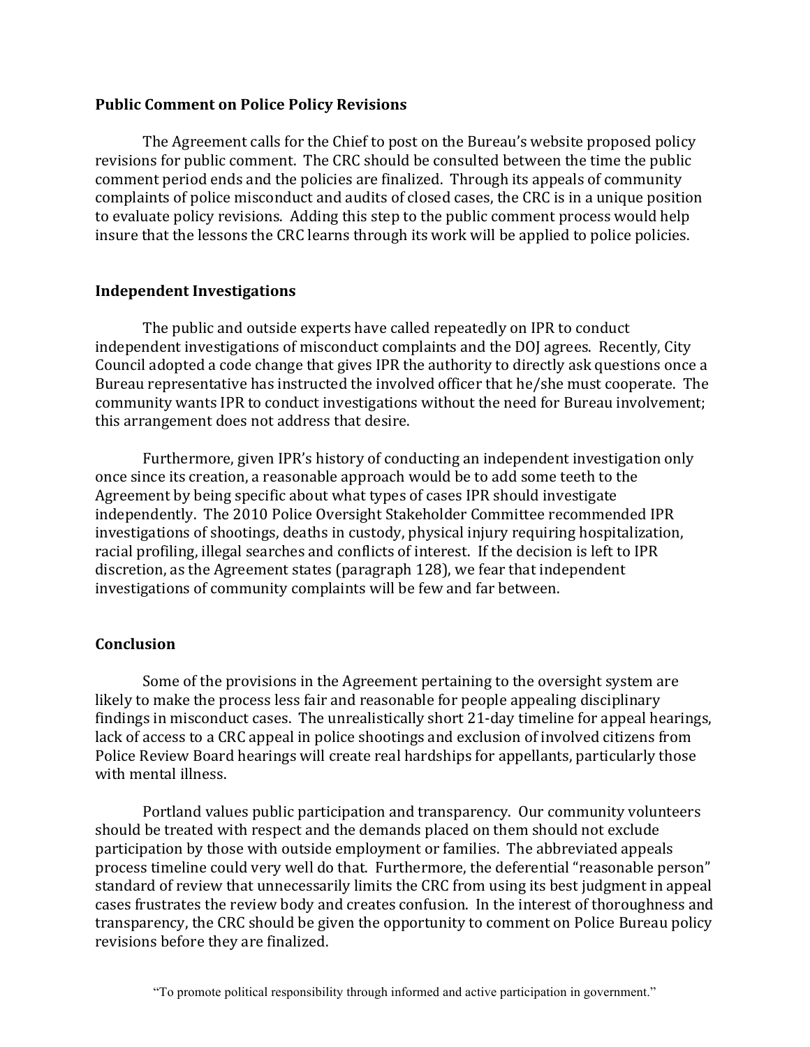### Public Comment on Police Policy Revisions

The Agreement calls for the Chief to post on the Bureau's website proposed policy revisions for public comment. The CRC should be consulted between the time the public comment period ends and the policies are finalized. Through its appeals of community complaints of police misconduct and audits of closed cases, the CRC is in a unique position to evaluate policy revisions. Adding this step to the public comment process would help insure that the lessons the CRC learns through its work will be applied to police policies.

### Independent Investigations

The public and outside experts have called repeatedly on IPR to conduct independent investigations of misconduct complaints and the DOJ agrees. Recently, City Council adopted a code change that gives IPR the authority to directly ask questions once a Bureau representative has instructed the involved officer that he/she must cooperate. The community wants IPR to conduct investigations without the need for Bureau involvement; this arrangement does not address that desire.

Furthermore, given IPR's history of conducting an independent investigation only once since its creation, a reasonable approach would be to add some teeth to the Agreement by being specific about what types of cases IPR should investigate independently. The 2010 Police Oversight Stakeholder Committee recommended IPR investigations of shootings, deaths in custody, physical injury requiring hospitalization, racial profiling, illegal searches and conflicts of interest. If the decision is left to IPR discretion, as the Agreement states (paragraph 128), we fear that independent investigations of community complaints will be few and far between.

### Conclusion

Some of the provisions in the Agreement pertaining to the oversight system are likely to make the process less fair and reasonable for people appealing disciplinary findings in misconduct cases. The unrealistically short 21-day timeline for appeal hearings, lack of access to a CRC appeal in police shootings and exclusion of involved citizens from Police Review Board hearings will create real hardships for appellants, particularly those with mental illness.

Portland values public participation and transparency. Our community volunteers should be treated with respect and the demands placed on them should not exclude participation by those with outside employment or families. The abbreviated appeals process timeline could very well do that. Furthermore, the deferential "reasonable person" standard of review that unnecessarily limits the CRC from using its best judgment in appeal cases frustrates the review body and creates confusion. In the interest of thoroughness and transparency, the CRC should be given the opportunity to comment on Police Bureau policy revisions before they are finalized.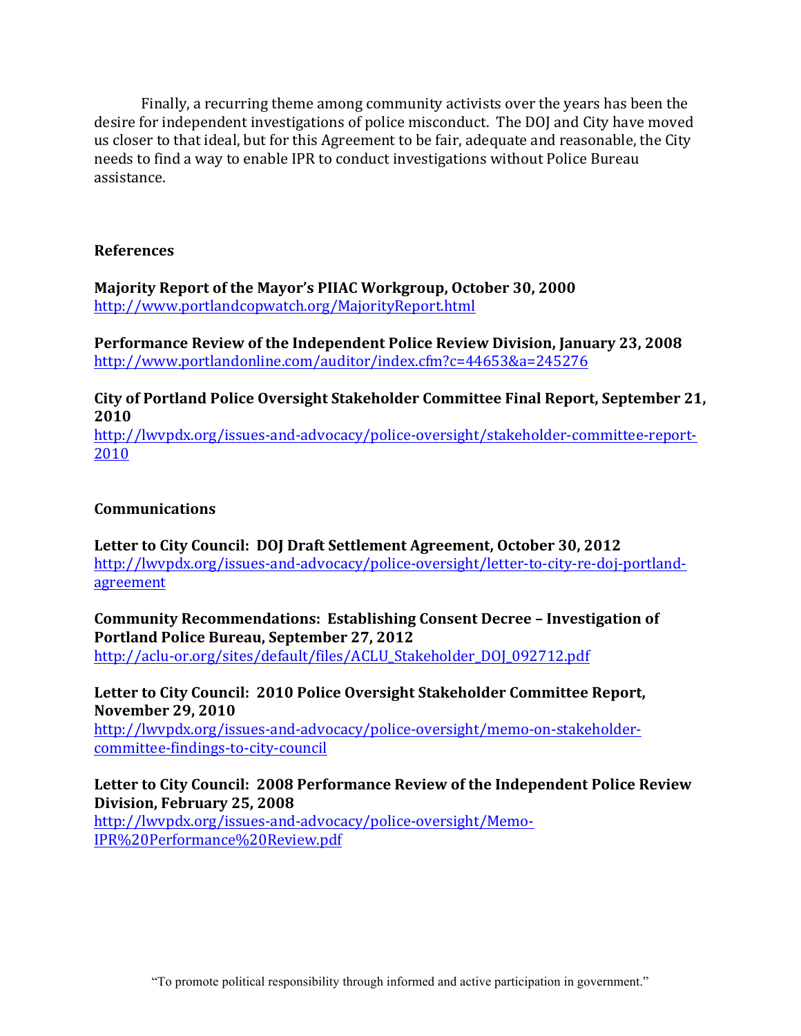Finally, a recurring theme among community activists over the years has been the desire for independent investigations of police misconduct. The DOJ and City have moved us closer to that ideal, but for this Agreement to be fair, adequate and reasonable, the City needs to find a way to enable IPR to conduct investigations without Police Bureau assistance.

## References

**Majority Report of the Mayor's PIIAC Workgroup, October 30, 2000**
http://www.portlandcopwatch.org/MajorityReport.html

**Performance Review of the Independent Police Review Division, January 23, 2008**
http://www.portlandonline.com/auditor/index.cfm?c=44653&a=245276

**City of Portland Police Oversight Stakeholder Committee Final Report, September 21, 2010**
http://lwvpdx.org/issues-and-advocacy/police-oversight/stakeholder-committee-report-2010

## Communications

**Letter to City Council: DOJ Draft Settlement Agreement, October 30, 2012**
http://lwvpdx.org/issues-and-advocacy/police-oversight/letter-to-city-re-doj-portland-agreement

**Community Recommendations: Establishing Consent Decree – Investigation of Portland Police Bureau, September 27, 2012**
http://aclu-or.org/sites/default/files/ACLU_Stakeholder_DOJ_092712.pdf

**Letter to City Council: 2010 Police Oversight Stakeholder Committee Report, November 29, 2010**
http://lwvpdx.org/issues-and-advocacy/police-oversight/memo-on-stakeholder-committee-findings-to-city-council

**Letter to City Council: 2008 Performance Review of the Independent Police Review Division, February 25, 2008**
http://lwvpdx.org/issues-and-advocacy/police-oversight/Memo-IPR%20Performance%20Review.pdf